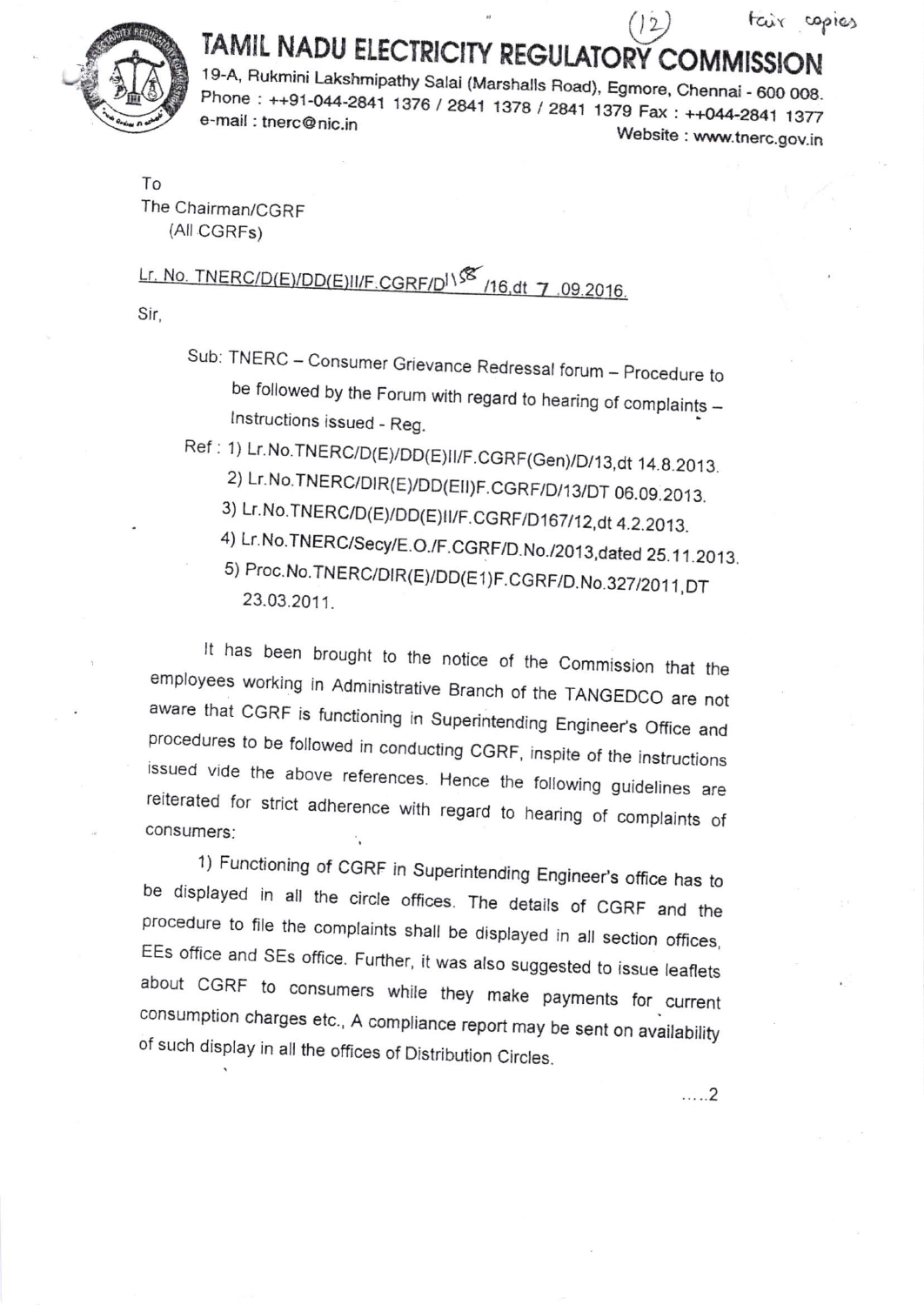(12) fair copies

# TAMIL NADU ELECTRICITY REGULATORY COMMISSION

19-A, Rukmini Lakshmipathy Salai (Marshalls Road), Egmore, Chennai - 600 008.
Phone : ++91-044-2841 1376 / 2841 1378 / 2841 1379 Fax : ++044-2841 1377
e-mail : tnerc@nic.in Website : www.tnerc.gov.in

To
The Chairman/CGRF
(All CGRFs)

Lr. No. TNERC/D(E)/DD(E)II/F.CGRF/D1158 /16,dt 7 .09.2016.

Sir,

Sub: TNERC – Consumer Grievance Redressal forum – Procedure to be followed by the Forum with regard to hearing of complaints – Instructions issued - Reg.

Ref : 1) Lr.No.TNERC/D(E)/DD(E)II/F.CGRF(Gen)/D/13,dt 14.8.2013.
2) Lr.No.TNERC/DIR(E)/DD(EII)F.CGRF/D/13/DT 06.09.2013.
3) Lr.No.TNERC/D(E)/DD(E)II/F.CGRF/D167/12,dt 4.2.2013.
4) Lr.No.TNERC/Secy/E.O./F.CGRF/D.No./2013,dated 25.11.2013.
5) Proc.No.TNERC/DIR(E)/DD(E1)F.CGRF/D.No.327/2011,DT 23.03.2011.

It has been brought to the notice of the Commission that the employees working in Administrative Branch of the TANGEDCO are not aware that CGRF is functioning in Superintending Engineer's Office and procedures to be followed in conducting CGRF, inspite of the instructions issued vide the above references. Hence the following guidelines are reiterated for strict adherence with regard to hearing of complaints of consumers:

1) Functioning of CGRF in Superintending Engineer's office has to be displayed in all the circle offices. The details of CGRF and the procedure to file the complaints shall be displayed in all section offices, EEs office and SEs office. Further, it was also suggested to issue leaflets about CGRF to consumers while they make payments for current consumption charges etc., A compliance report may be sent on availability of such display in all the offices of Distribution Circles.

.....2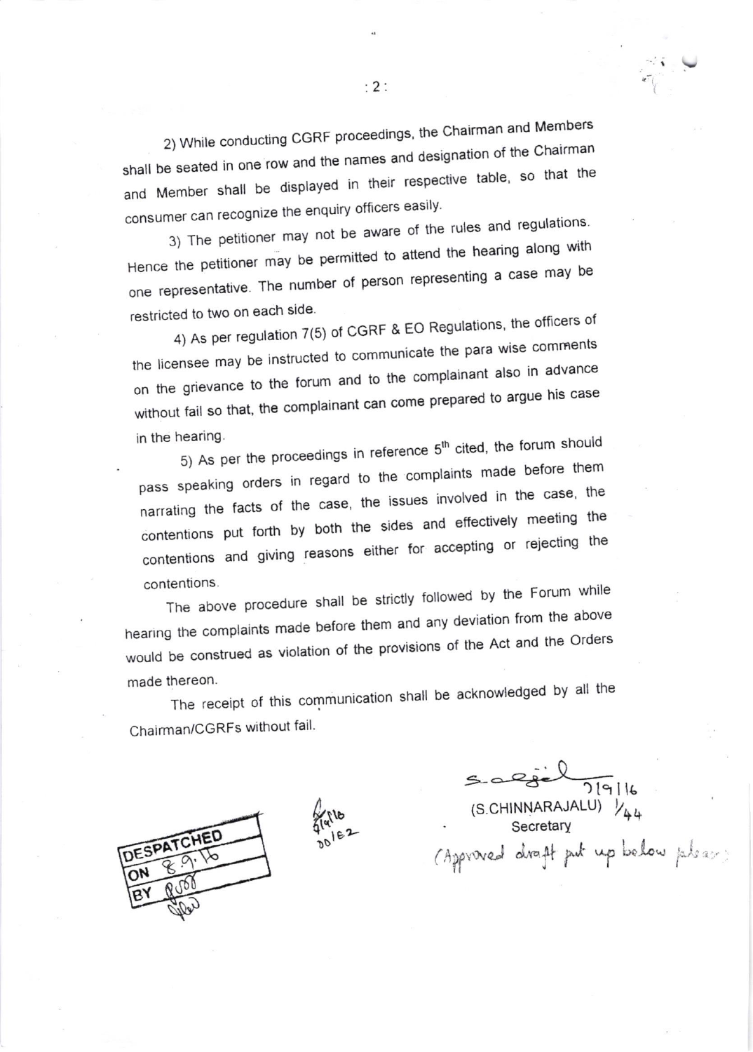2) While conducting CGRF proceedings, the Chairman and Members shall be seated in one row and the names and designation of the Chairman and Member shall be displayed in their respective table, so that the consumer can recognize the enquiry officers easily.

3) The petitioner may not be aware of the rules and regulations. Hence the petitioner may be permitted to attend the hearing along with one representative. The number of person representing a case may be restricted to two on each side.

4) As per regulation 7(5) of CGRF & EO Regulations, the officers of the licensee may be instructed to communicate the para wise comments on the grievance to the forum and to the complainant also in advance without fail so that, the complainant can come prepared to argue his case in the hearing.

5) As per the proceedings in reference 5th cited, the forum should pass speaking orders in regard to the complaints made before them narrating the facts of the case, the issues involved in the case, the contentions put forth by both the sides and effectively meeting the contentions and giving reasons either for accepting or rejecting the contentions.

The above procedure shall be strictly followed by the Forum while hearing the complaints made before them and any deviation from the above would be construed as violation of the provisions of the Act and the Orders made thereon.

The receipt of this communication shall be acknowledged by all the Chairman/CGRFs without fail.

7/9/16

(S.CHINNARAJALU) 1/44
Secretary

(Approved draft put up below please)

DESPATCHED
ON 8.9.16
BY